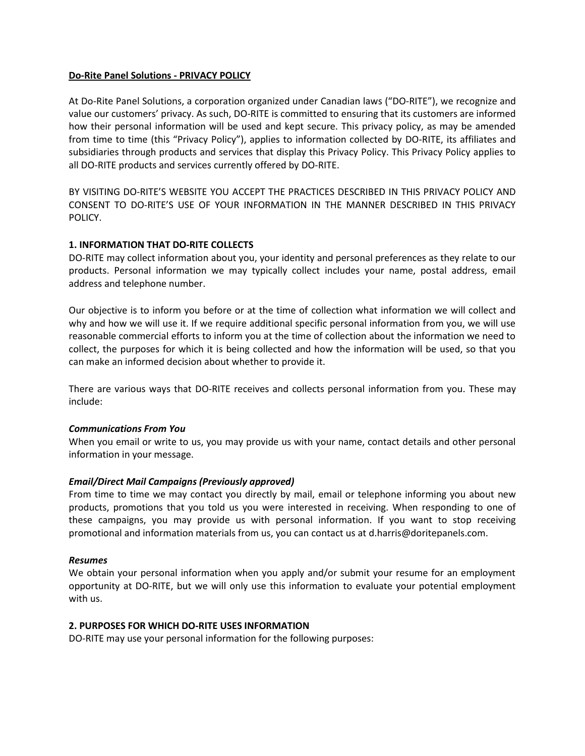**Do-Rite Panel Solutions - PRIVACY POLICY**

At Do-Rite Panel Solutions, a corporation organized under Canadian laws ("DO-RITE"), we recognize and value our customers' privacy. As such, DO-RITE is committed to ensuring that its customers are informed how their personal information will be used and kept secure. This privacy policy, as may be amended from time to time (this "Privacy Policy"), applies to information collected by DO-RITE, its affiliates and subsidiaries through products and services that display this Privacy Policy. This Privacy Policy applies to all DO-RITE products and services currently offered by DO-RITE.

BY VISITING DO-RITE'S WEBSITE YOU ACCEPT THE PRACTICES DESCRIBED IN THIS PRIVACY POLICY AND CONSENT TO DO-RITE'S USE OF YOUR INFORMATION IN THE MANNER DESCRIBED IN THIS PRIVACY POLICY.

## 1. INFORMATION THAT DO-RITE COLLECTS

DO-RITE may collect information about you, your identity and personal preferences as they relate to our products. Personal information we may typically collect includes your name, postal address, email address and telephone number.

Our objective is to inform you before or at the time of collection what information we will collect and why and how we will use it. If we require additional specific personal information from you, we will use reasonable commercial efforts to inform you at the time of collection about the information we need to collect, the purposes for which it is being collected and how the information will be used, so that you can make an informed decision about whether to provide it.

There are various ways that DO-RITE receives and collects personal information from you. These may include:

***Communications From You***

When you email or write to us, you may provide us with your name, contact details and other personal information in your message.

***Email/Direct Mail Campaigns (Previously approved)***

From time to time we may contact you directly by mail, email or telephone informing you about new products, promotions that you told us you were interested in receiving. When responding to one of these campaigns, you may provide us with personal information. If you want to stop receiving promotional and information materials from us, you can contact us at d.harris@doritepanels.com.

***Resumes***

We obtain your personal information when you apply and/or submit your resume for an employment opportunity at DO-RITE, but we will only use this information to evaluate your potential employment with us.

## 2. PURPOSES FOR WHICH DO-RITE USES INFORMATION

DO-RITE may use your personal information for the following purposes: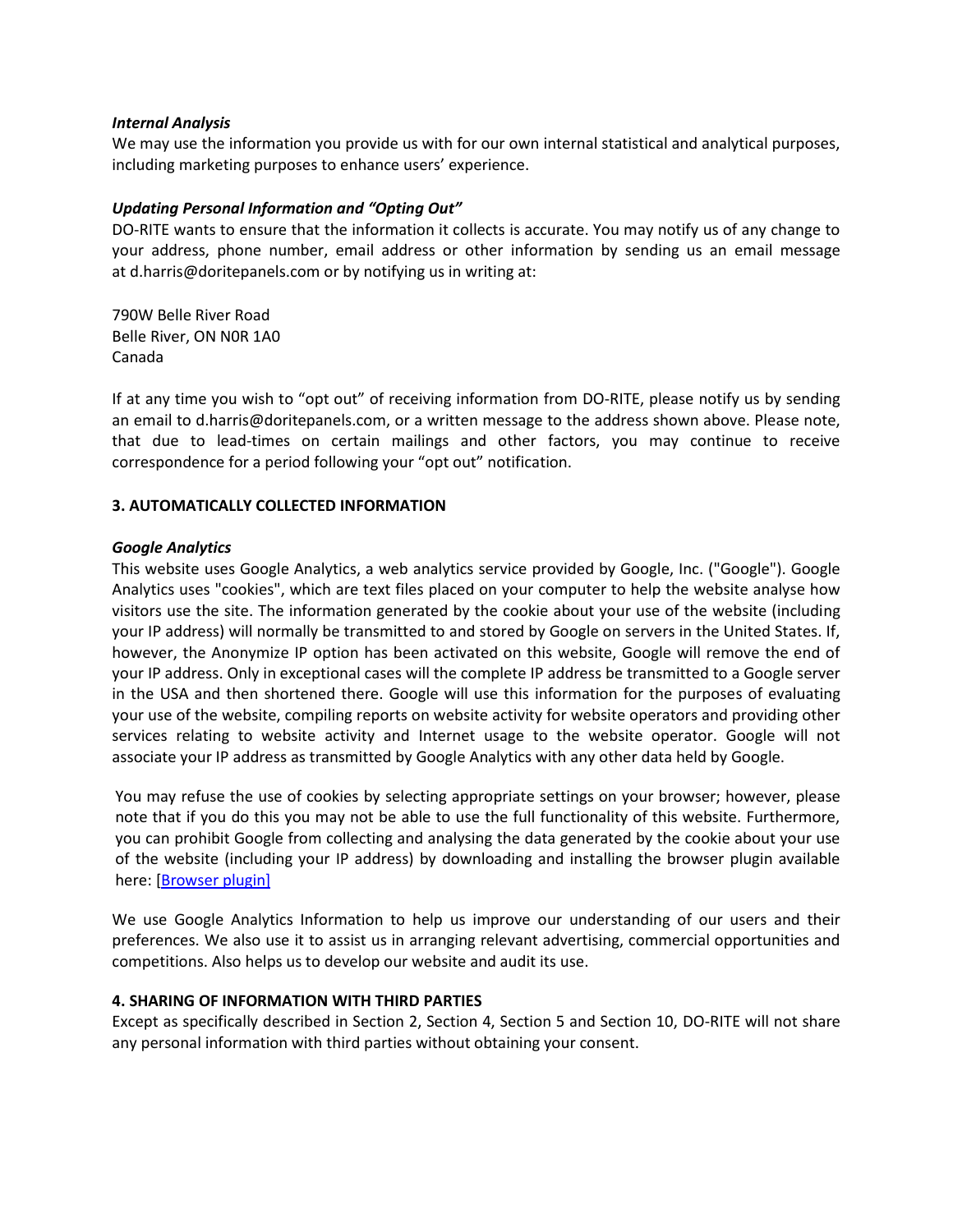***Internal Analysis***

We may use the information you provide us with for our own internal statistical and analytical purposes, including marketing purposes to enhance users' experience.

***Updating Personal Information and "Opting Out"***

DO-RITE wants to ensure that the information it collects is accurate. You may notify us of any change to your address, phone number, email address or other information by sending us an email message at d.harris@doritepanels.com or by notifying us in writing at:

790W Belle River Road
Belle River, ON N0R 1A0
Canada

If at any time you wish to "opt out" of receiving information from DO-RITE, please notify us by sending an email to d.harris@doritepanels.com, or a written message to the address shown above. Please note, that due to lead-times on certain mailings and other factors, you may continue to receive correspondence for a period following your "opt out" notification.

**3. AUTOMATICALLY COLLECTED INFORMATION**

***Google Analytics***

This website uses Google Analytics, a web analytics service provided by Google, Inc. ("Google"). Google Analytics uses "cookies", which are text files placed on your computer to help the website analyse how visitors use the site. The information generated by the cookie about your use of the website (including your IP address) will normally be transmitted to and stored by Google on servers in the United States. If, however, the Anonymize IP option has been activated on this website, Google will remove the end of your IP address. Only in exceptional cases will the complete IP address be transmitted to a Google server in the USA and then shortened there. Google will use this information for the purposes of evaluating your use of the website, compiling reports on website activity for website operators and providing other services relating to website activity and Internet usage to the website operator. Google will not associate your IP address as transmitted by Google Analytics with any other data held by Google.

You may refuse the use of cookies by selecting appropriate settings on your browser; however, please note that if you do this you may not be able to use the full functionality of this website. Furthermore, you can prohibit Google from collecting and analysing the data generated by the cookie about your use of the website (including your IP address) by downloading and installing the browser plugin available here: [Browser plugin]

We use Google Analytics Information to help us improve our understanding of our users and their preferences. We also use it to assist us in arranging relevant advertising, commercial opportunities and competitions. Also helps us to develop our website and audit its use.

**4. SHARING OF INFORMATION WITH THIRD PARTIES**

Except as specifically described in Section 2, Section 4, Section 5 and Section 10, DO-RITE will not share any personal information with third parties without obtaining your consent.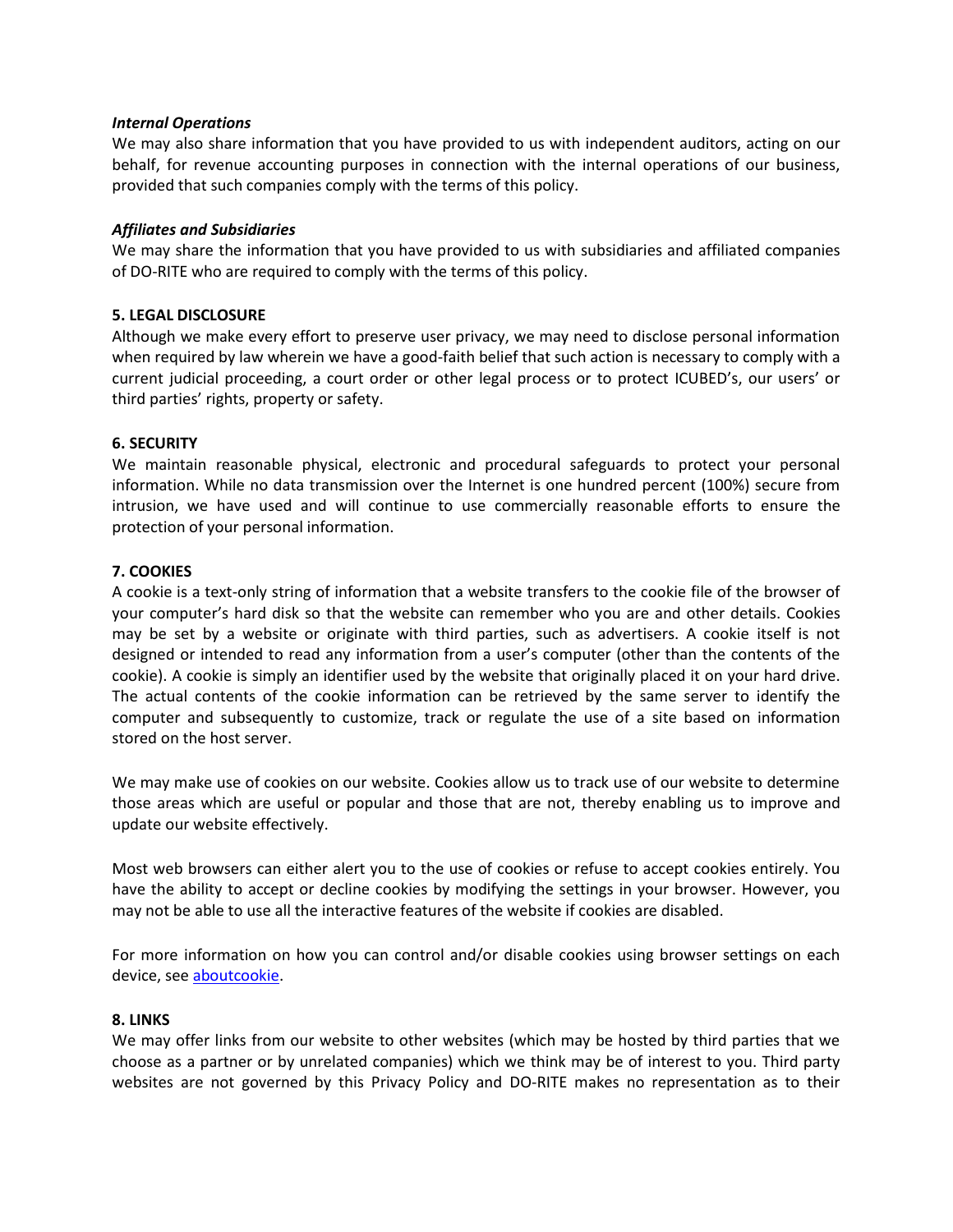***Internal Operations***
We may also share information that you have provided to us with independent auditors, acting on our behalf, for revenue accounting purposes in connection with the internal operations of our business, provided that such companies comply with the terms of this policy.

***Affiliates and Subsidiaries***
We may share the information that you have provided to us with subsidiaries and affiliated companies of DO-RITE who are required to comply with the terms of this policy.

**5. LEGAL DISCLOSURE**
Although we make every effort to preserve user privacy, we may need to disclose personal information when required by law wherein we have a good-faith belief that such action is necessary to comply with a current judicial proceeding, a court order or other legal process or to protect ICUBED's, our users' or third parties' rights, property or safety.

**6. SECURITY**
We maintain reasonable physical, electronic and procedural safeguards to protect your personal information. While no data transmission over the Internet is one hundred percent (100%) secure from intrusion, we have used and will continue to use commercially reasonable efforts to ensure the protection of your personal information.

**7. COOKIES**
A cookie is a text-only string of information that a website transfers to the cookie file of the browser of your computer's hard disk so that the website can remember who you are and other details. Cookies may be set by a website or originate with third parties, such as advertisers. A cookie itself is not designed or intended to read any information from a user's computer (other than the contents of the cookie). A cookie is simply an identifier used by the website that originally placed it on your hard drive. The actual contents of the cookie information can be retrieved by the same server to identify the computer and subsequently to customize, track or regulate the use of a site based on information stored on the host server.

We may make use of cookies on our website. Cookies allow us to track use of our website to determine those areas which are useful or popular and those that are not, thereby enabling us to improve and update our website effectively.

Most web browsers can either alert you to the use of cookies or refuse to accept cookies entirely. You have the ability to accept or decline cookies by modifying the settings in your browser. However, you may not be able to use all the interactive features of the website if cookies are disabled.

For more information on how you can control and/or disable cookies using browser settings on each device, see aboutcookie.

**8. LINKS**
We may offer links from our website to other websites (which may be hosted by third parties that we choose as a partner or by unrelated companies) which we think may be of interest to you. Third party websites are not governed by this Privacy Policy and DO-RITE makes no representation as to their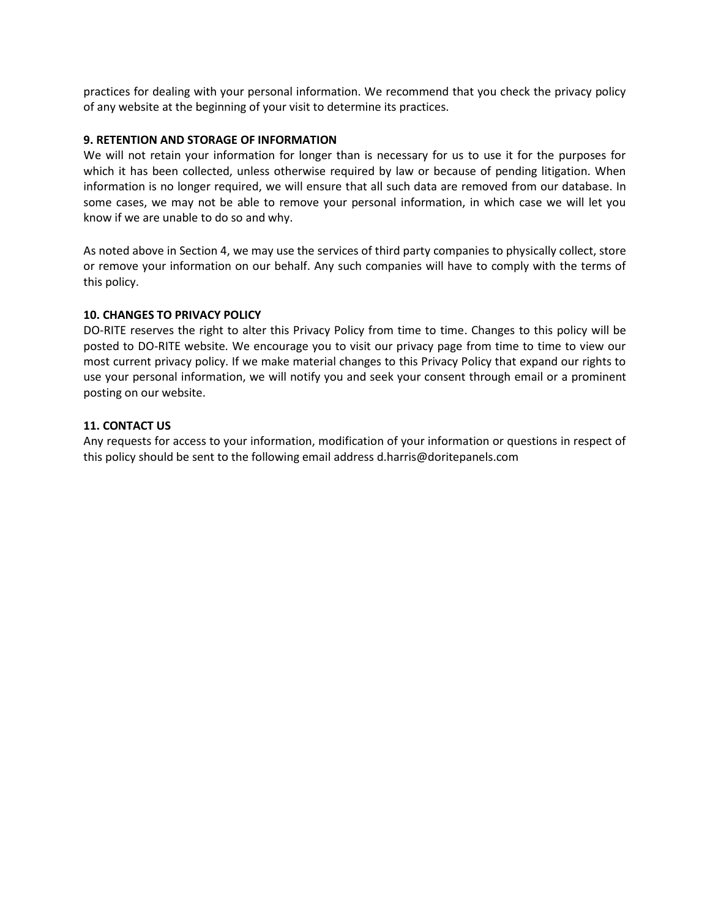practices for dealing with your personal information. We recommend that you check the privacy policy of any website at the beginning of your visit to determine its practices.

**9. RETENTION AND STORAGE OF INFORMATION**

We will not retain your information for longer than is necessary for us to use it for the purposes for which it has been collected, unless otherwise required by law or because of pending litigation. When information is no longer required, we will ensure that all such data are removed from our database. In some cases, we may not be able to remove your personal information, in which case we will let you know if we are unable to do so and why.

As noted above in Section 4, we may use the services of third party companies to physically collect, store or remove your information on our behalf. Any such companies will have to comply with the terms of this policy.

**10. CHANGES TO PRIVACY POLICY**

DO-RITE reserves the right to alter this Privacy Policy from time to time. Changes to this policy will be posted to DO-RITE website. We encourage you to visit our privacy page from time to time to view our most current privacy policy. If we make material changes to this Privacy Policy that expand our rights to use your personal information, we will notify you and seek your consent through email or a prominent posting on our website.

**11. CONTACT US**

Any requests for access to your information, modification of your information or questions in respect of this policy should be sent to the following email address d.harris@doritepanels.com